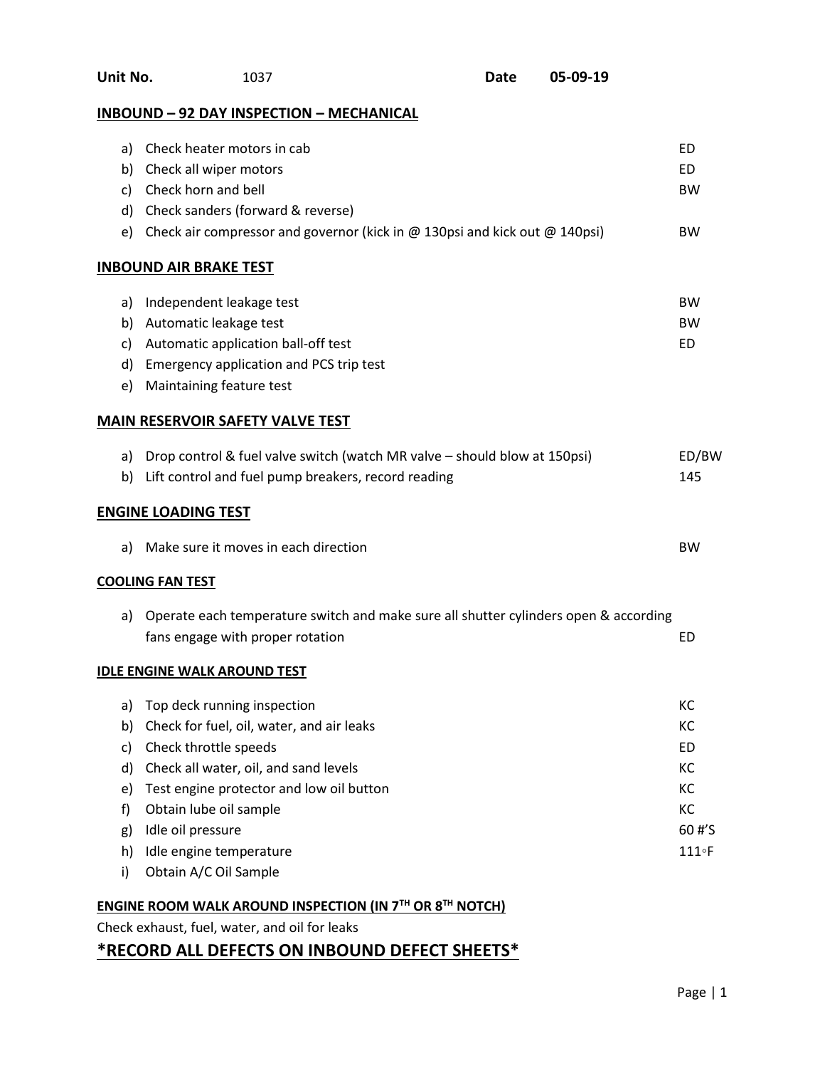**Unit No.** 1037 **Date** 05-09-19

## INBOUND – 92 DAY INSPECTION – MECHANICAL

| | Item | |
|---|---|---|
| a) | Check heater motors in cab | ED |
| b) | Check all wiper motors | ED |
| c) | Check horn and bell | BW |
| d) | Check sanders (forward & reverse) | |
| e) | Check air compressor and governor (kick in @ 130psi and kick out @ 140psi) | BW |

## INBOUND AIR BRAKE TEST

| | Item | |
|---|---|---|
| a) | Independent leakage test | BW |
| b) | Automatic leakage test | BW |
| c) | Automatic application ball-off test | ED |
| d) | Emergency application and PCS trip test | |
| e) | Maintaining feature test | |

## MAIN RESERVOIR SAFETY VALVE TEST

| | Item | |
|---|---|---|
| a) | Drop control & fuel valve switch (watch MR valve – should blow at 150psi) | ED/BW |
| b) | Lift control and fuel pump breakers, record reading | 145 |

## ENGINE LOADING TEST

| | Item | |
|---|---|---|
| a) | Make sure it moves in each direction | BW |

## COOLING FAN TEST

| | Item | |
|---|---|---|
| a) | Operate each temperature switch and make sure all shutter cylinders open & according fans engage with proper rotation | ED |

## IDLE ENGINE WALK AROUND TEST

| | Item | |
|---|---|---|
| a) | Top deck running inspection | KC |
| b) | Check for fuel, oil, water, and air leaks | KC |
| c) | Check throttle speeds | ED |
| d) | Check all water, oil, and sand levels | KC |
| e) | Test engine protector and low oil button | KC |
| f) | Obtain lube oil sample | KC |
| g) | Idle oil pressure | 60 #'S |
| h) | Idle engine temperature | 111◦F |
| i) | Obtain A/C Oil Sample | |

## ENGINE ROOM WALK AROUND INSPECTION (IN 7TH OR 8TH NOTCH)

Check exhaust, fuel, water, and oil for leaks

## *RECORD ALL DEFECTS ON INBOUND DEFECT SHEETS*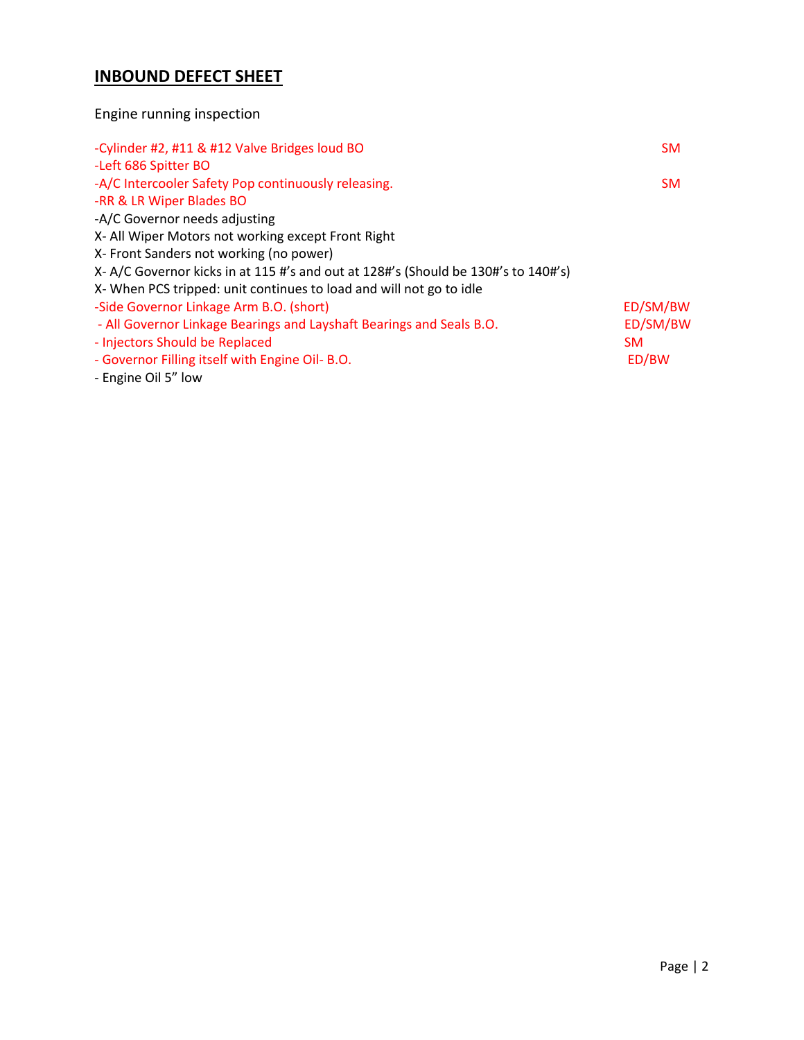## **INBOUND DEFECT SHEET**

Engine running inspection

-Cylinder #2, #11 & #12 Valve Bridges loud BO SM
-Left 686 Spitter BO
-A/C Intercooler Safety Pop continuously releasing. SM
-RR & LR Wiper Blades BO
-A/C Governor needs adjusting
X- All Wiper Motors not working except Front Right
X- Front Sanders not working (no power)
X- A/C Governor kicks in at 115 #'s and out at 128#'s (Should be 130#'s to 140#'s)
X- When PCS tripped: unit continues to load and will not go to idle
-Side Governor Linkage Arm B.O. (short) ED/SM/BW
- All Governor Linkage Bearings and Layshaft Bearings and Seals B.O. ED/SM/BW
- Injectors Should be Replaced SM
- Governor Filling itself with Engine Oil- B.O. ED/BW
- Engine Oil 5" low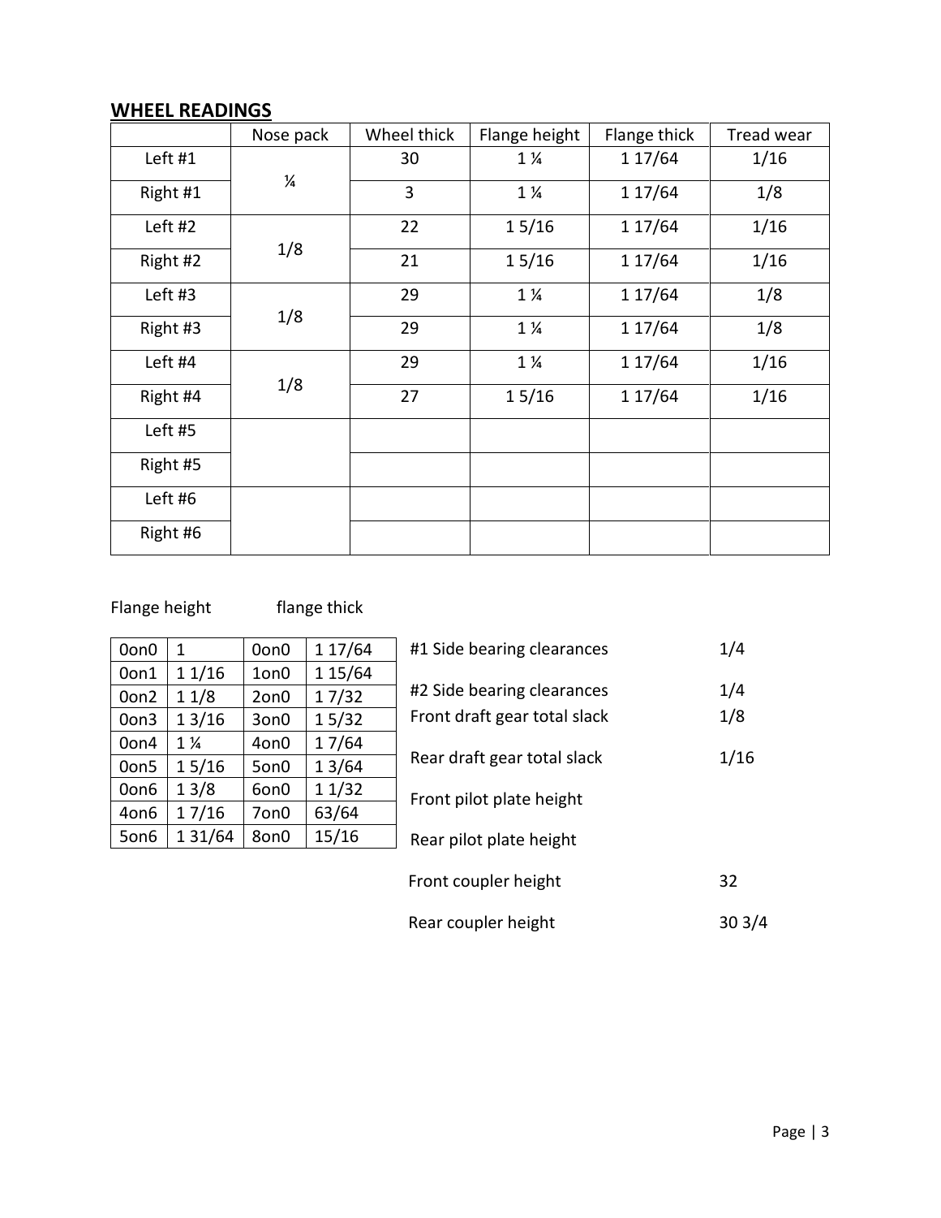## WHEEL READINGS

| | Nose pack | Wheel thick | Flange height | Flange thick | Tread wear |
|---|---|---|---|---|---|
| Left #1 | ¼ | 30 | 1 ¼ | 1 17/64 | 1/16 |
| Right #1 | | 3 | 1 ¼ | 1 17/64 | 1/8 |
| Left #2 | 1/8 | 22 | 1 5/16 | 1 17/64 | 1/16 |
| Right #2 | | 21 | 1 5/16 | 1 17/64 | 1/16 |
| Left #3 | 1/8 | 29 | 1 ¼ | 1 17/64 | 1/8 |
| Right #3 | | 29 | 1 ¼ | 1 17/64 | 1/8 |
| Left #4 | 1/8 | 29 | 1 ¼ | 1 17/64 | 1/16 |
| Right #4 | | 27 | 1 5/16 | 1 17/64 | 1/16 |
| Left #5 | | | | | |
| Right #5 | | | | | |
| Left #6 | | | | | |
| Right #6 | | | | | |

Flange height flange thick

| | | | |
|---|---|---|---|
| 0on0 | 1 | 0on0 | 1 17/64 |
| 0on1 | 1 1/16 | 1on0 | 1 15/64 |
| 0on2 | 1 1/8 | 2on0 | 1 7/32 |
| 0on3 | 1 3/16 | 3on0 | 1 5/32 |
| 0on4 | 1 ¼ | 4on0 | 1 7/64 |
| 0on5 | 1 5/16 | 5on0 | 1 3/64 |
| 0on6 | 1 3/8 | 6on0 | 1 1/32 |
| 4on6 | 1 7/16 | 7on0 | 63/64 |
| 5on6 | 1 31/64 | 8on0 | 15/16 |

| | |
|---|---|
| #1 Side bearing clearances | 1/4 |
| #2 Side bearing clearances | 1/4 |
| Front draft gear total slack | 1/8 |
| Rear draft gear total slack | 1/16 |
| Front pilot plate height | |
| Rear pilot plate height | |
| Front coupler height | 32 |
| Rear coupler height | 30 3/4 |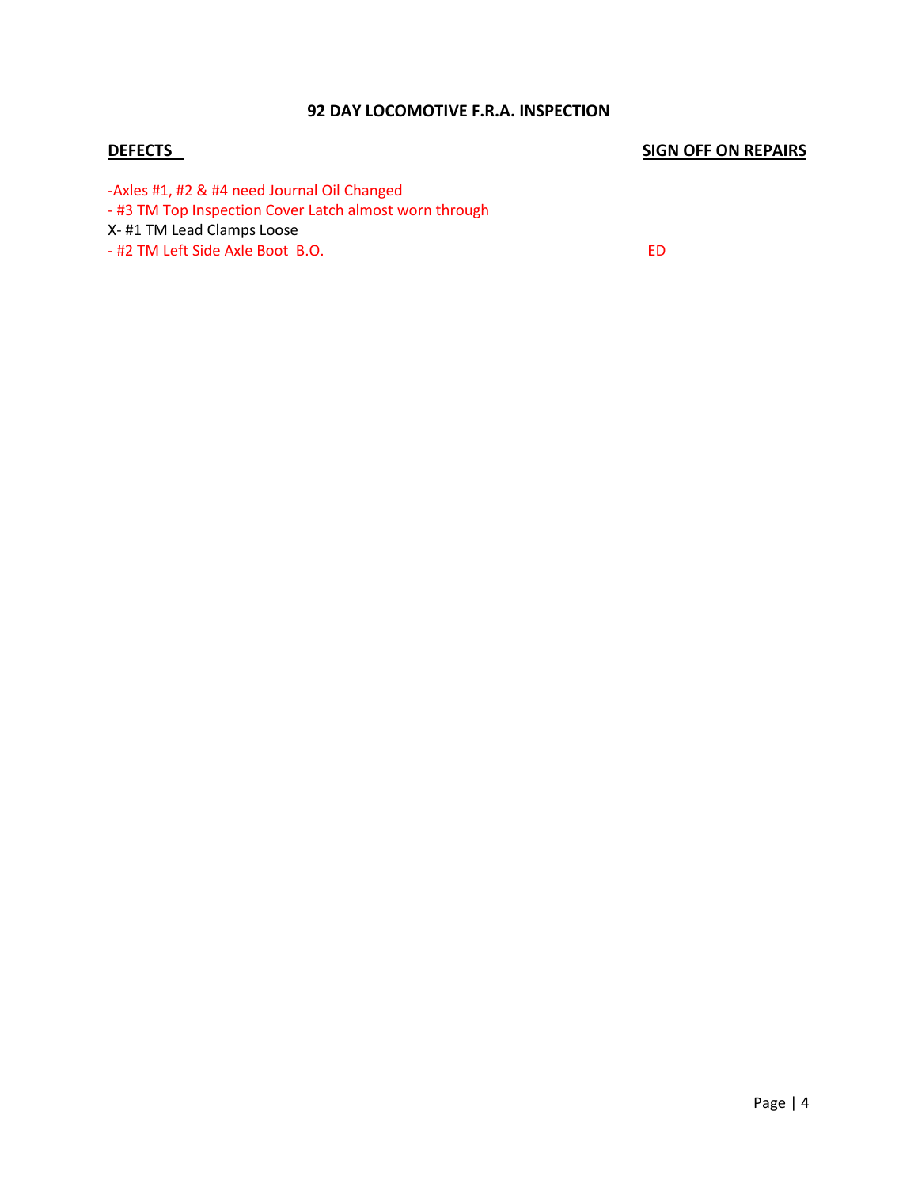**92 DAY LOCOMOTIVE F.R.A. INSPECTION**

| DEFECTS | SIGN OFF ON REPAIRS |
| --- | --- |
| -Axles #1, #2 & #4 need Journal Oil Changed | |
| - #3 TM Top Inspection Cover Latch almost worn through | |
| X- #1 TM Lead Clamps Loose | |
| - #2 TM Left Side Axle Boot B.O. | ED |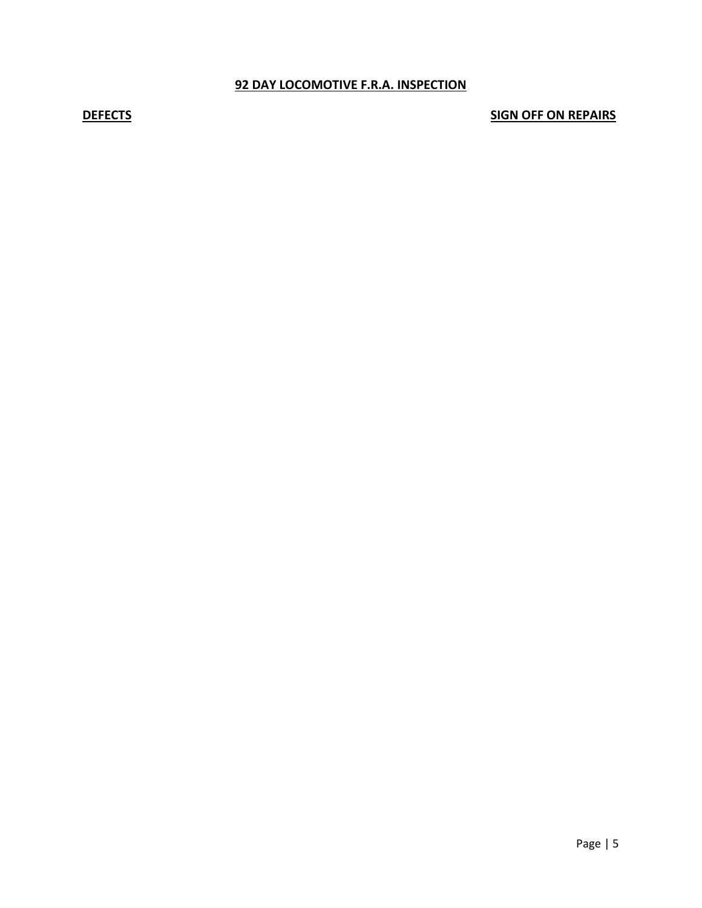**92 DAY LOCOMOTIVE F.R.A. INSPECTION**

**DEFECTS** **SIGN OFF ON REPAIRS**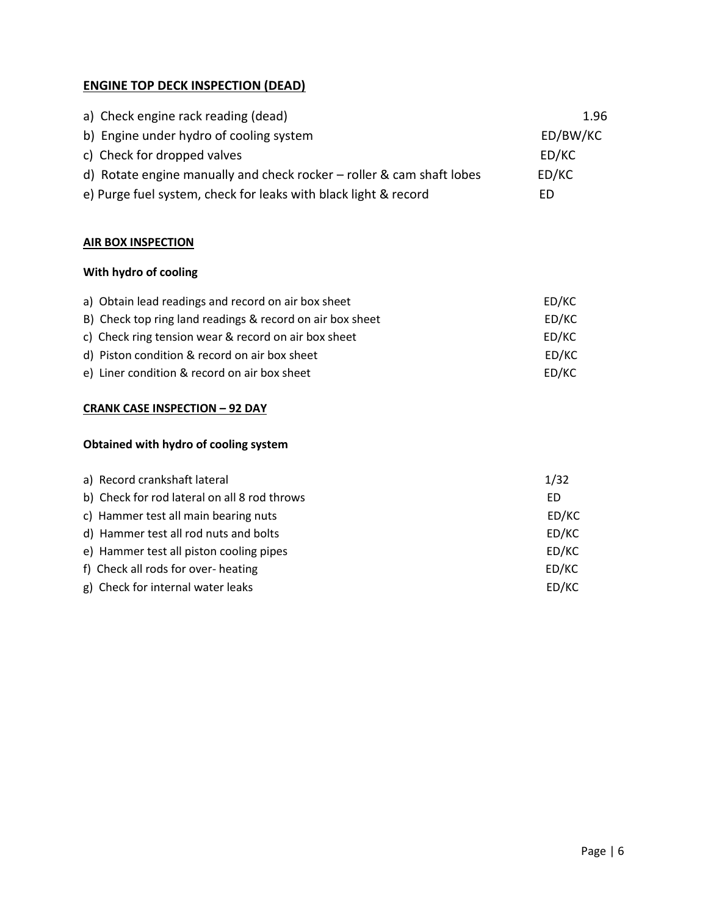## ENGINE TOP DECK INSPECTION (DEAD)

| Item | |
|---|---|
| a) Check engine rack reading (dead) | 1.96 |
| b) Engine under hydro of cooling system | ED/BW/KC |
| c) Check for dropped valves | ED/KC |
| d) Rotate engine manually and check rocker – roller & cam shaft lobes | ED/KC |
| e) Purge fuel system, check for leaks with black light & record | ED |

## AIR BOX INSPECTION

**With hydro of cooling**

| Item | |
|---|---|
| a) Obtain lead readings and record on air box sheet | ED/KC |
| B) Check top ring land readings & record on air box sheet | ED/KC |
| c) Check ring tension wear & record on air box sheet | ED/KC |
| d) Piston condition & record on air box sheet | ED/KC |
| e) Liner condition & record on air box sheet | ED/KC |

## CRANK CASE INSPECTION – 92 DAY

**Obtained with hydro of cooling system**

| Item | |
|---|---|
| a) Record crankshaft lateral | 1/32 |
| b) Check for rod lateral on all 8 rod throws | ED |
| c) Hammer test all main bearing nuts | ED/KC |
| d) Hammer test all rod nuts and bolts | ED/KC |
| e) Hammer test all piston cooling pipes | ED/KC |
| f) Check all rods for over- heating | ED/KC |
| g) Check for internal water leaks | ED/KC |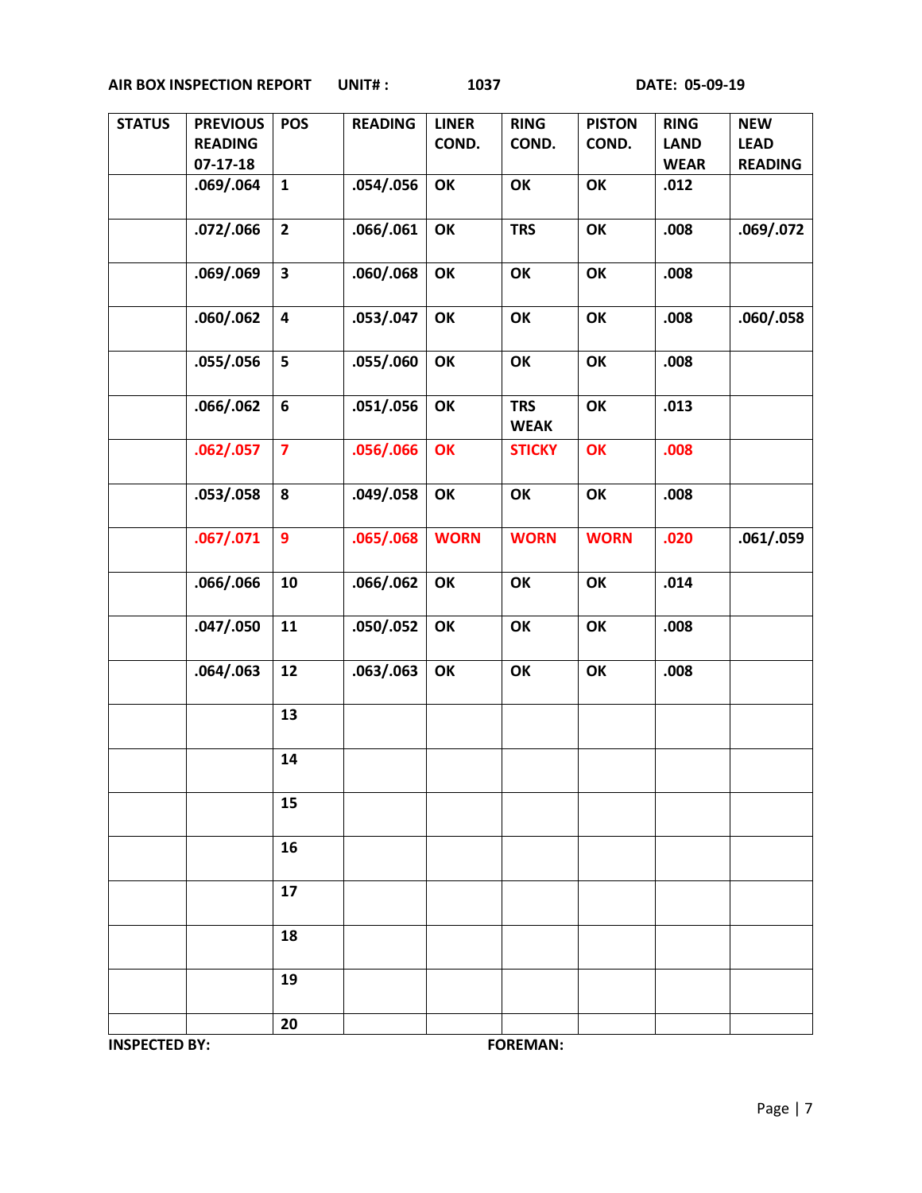**AIR BOX INSPECTION REPORT UNIT#: 1037 DATE: 05-09-19**

| STATUS | PREVIOUS READING 07-17-18 | POS | READING | LINER COND. | RING COND. | PISTON COND. | RING LAND WEAR | NEW LEAD READING |
|---|---|---|---|---|---|---|---|---|
| | .069/.064 | 1 | .054/.056 | OK | OK | OK | .012 | |
| | .072/.066 | 2 | .066/.061 | OK | TRS | OK | .008 | .069/.072 |
| | .069/.069 | 3 | .060/.068 | OK | OK | OK | .008 | |
| | .060/.062 | 4 | .053/.047 | OK | OK | OK | .008 | .060/.058 |
| | .055/.056 | 5 | .055/.060 | OK | OK | OK | .008 | |
| | .066/.062 | 6 | .051/.056 | OK | TRS WEAK | OK | .013 | |
| | .062/.057 | 7 | .056/.066 | OK | STICKY | OK | .008 | |
| | .053/.058 | 8 | .049/.058 | OK | OK | OK | .008 | |
| | .067/.071 | 9 | .065/.068 | WORN | WORN | WORN | .020 | .061/.059 |
| | .066/.066 | 10 | .066/.062 | OK | OK | OK | .014 | |
| | .047/.050 | 11 | .050/.052 | OK | OK | OK | .008 | |
| | .064/.063 | 12 | .063/.063 | OK | OK | OK | .008 | |
| | | 13 | | | | | | |
| | | 14 | | | | | | |
| | | 15 | | | | | | |
| | | 16 | | | | | | |
| | | 17 | | | | | | |
| | | 18 | | | | | | |
| | | 19 | | | | | | |
| | | 20 | | | | | | |

**INSPECTED BY:** **FOREMAN:**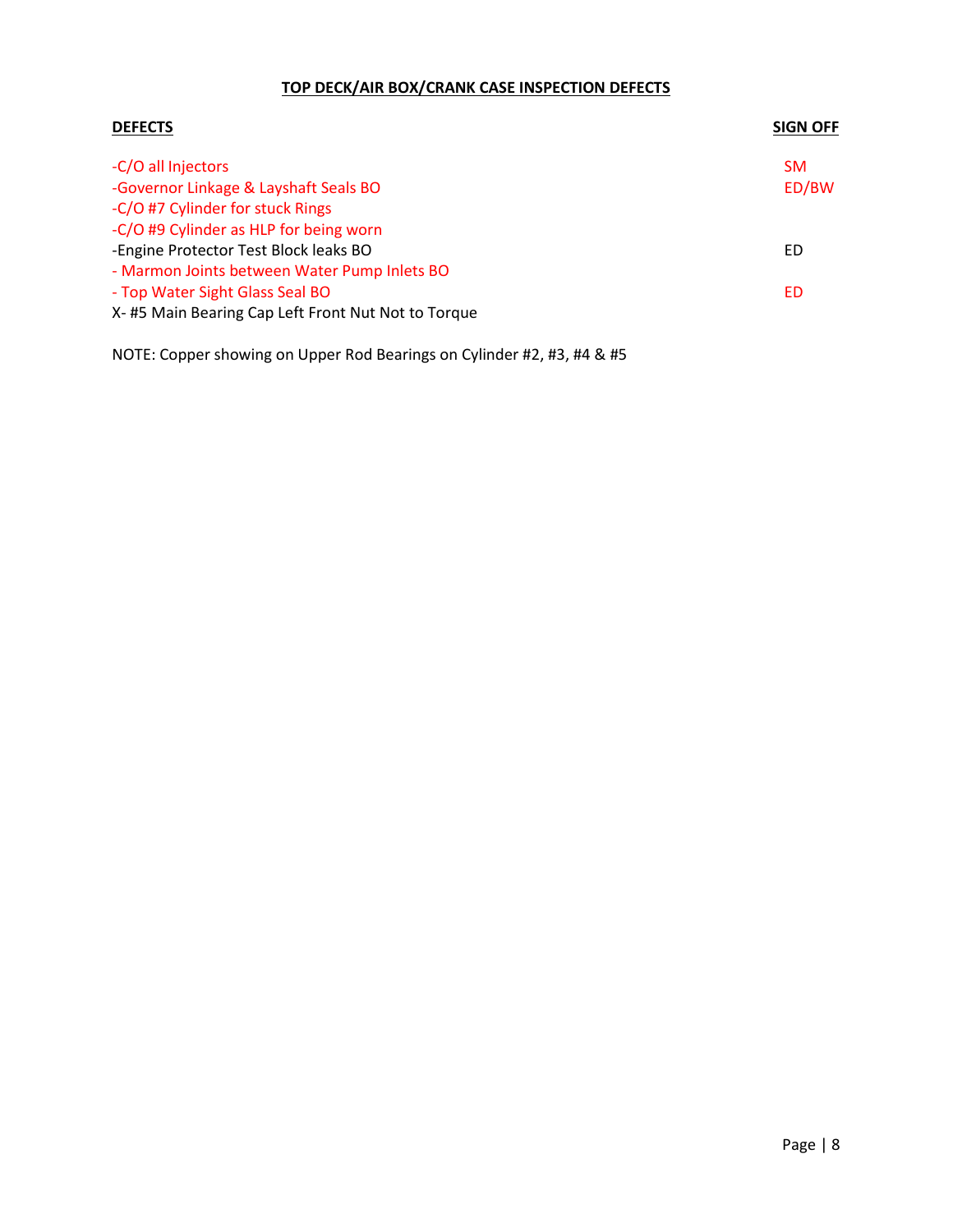**TOP DECK/AIR BOX/CRANK CASE INSPECTION DEFECTS**

| **DEFECTS** | **SIGN OFF** |
| --- | --- |
| -C/O all Injectors | SM |
| -Governor Linkage & Layshaft Seals BO | ED/BW |
| -C/O #7 Cylinder for stuck Rings | |
| -C/O #9 Cylinder as HLP for being worn | |
| -Engine Protector Test Block leaks BO | ED |
| - Marmon Joints between Water Pump Inlets BO | |
| - Top Water Sight Glass Seal BO | ED |
| X- #5 Main Bearing Cap Left Front Nut Not to Torque | |

NOTE: Copper showing on Upper Rod Bearings on Cylinder #2, #3, #4 & #5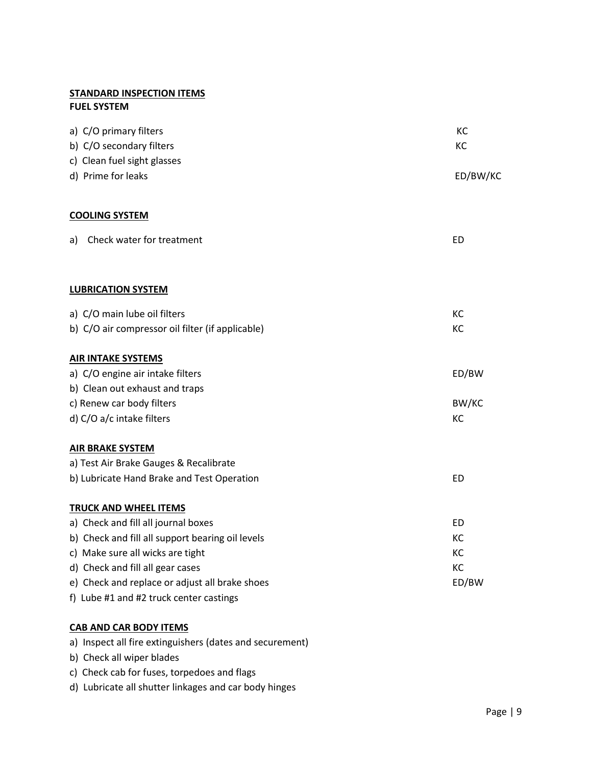**STANDARD INSPECTION ITEMS**

**FUEL SYSTEM**

| Item | |
|---|---|
| a) C/O primary filters | KC |
| b) C/O secondary filters | KC |
| c) Clean fuel sight glasses | |
| d) Prime for leaks | ED/BW/KC |

**COOLING SYSTEM**

| Item | |
|---|---|
| a) Check water for treatment | ED |

**LUBRICATION SYSTEM**

| Item | |
|---|---|
| a) C/O main lube oil filters | KC |
| b) C/O air compressor oil filter (if applicable) | KC |

**AIR INTAKE SYSTEMS**

| Item | |
|---|---|
| a) C/O engine air intake filters | ED/BW |
| b) Clean out exhaust and traps | |
| c) Renew car body filters | BW/KC |
| d) C/O a/c intake filters | KC |

**AIR BRAKE SYSTEM**

| Item | |
|---|---|
| a) Test Air Brake Gauges & Recalibrate | |
| b) Lubricate Hand Brake and Test Operation | ED |

**TRUCK AND WHEEL ITEMS**

| Item | |
|---|---|
| a) Check and fill all journal boxes | ED |
| b) Check and fill all support bearing oil levels | KC |
| c) Make sure all wicks are tight | KC |
| d) Check and fill all gear cases | KC |
| e) Check and replace or adjust all brake shoes | ED/BW |
| f) Lube #1 and #2 truck center castings | |

**CAB AND CAR BODY ITEMS**

a) Inspect all fire extinguishers (dates and securement)
b) Check all wiper blades
c) Check cab for fuses, torpedoes and flags
d) Lubricate all shutter linkages and car body hinges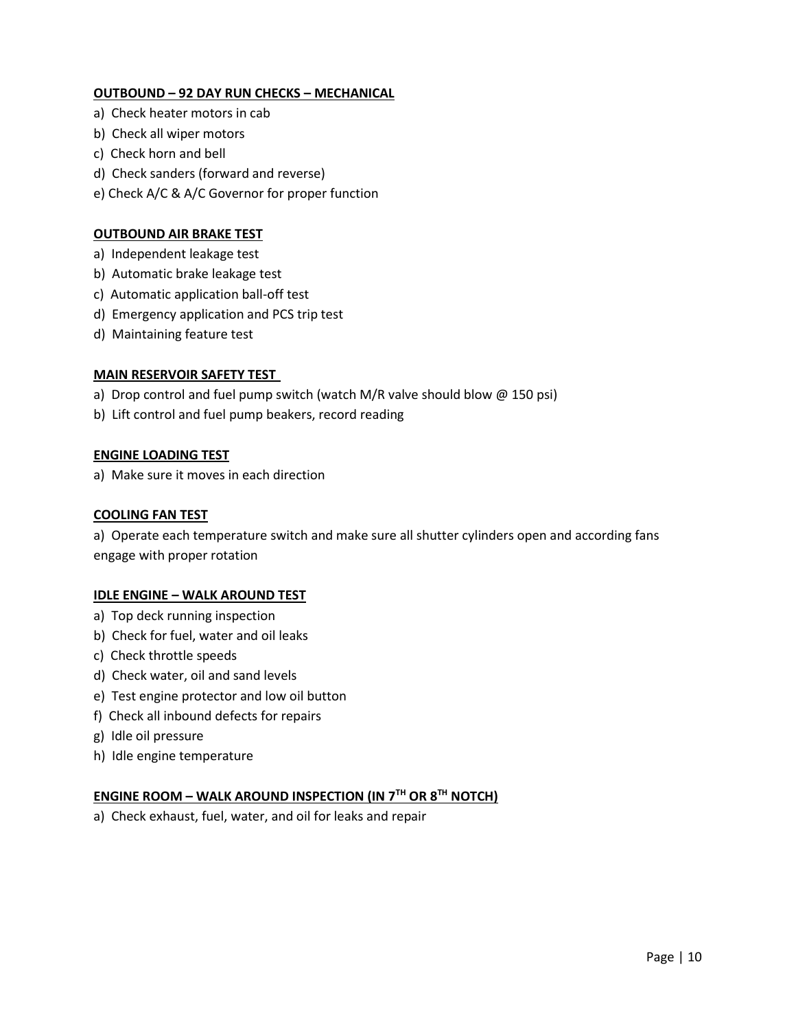**OUTBOUND – 92 DAY RUN CHECKS – MECHANICAL**

a) Check heater motors in cab
b) Check all wiper motors
c) Check horn and bell
d) Check sanders (forward and reverse)
e) Check A/C & A/C Governor for proper function

**OUTBOUND AIR BRAKE TEST**

a) Independent leakage test
b) Automatic brake leakage test
c) Automatic application ball-off test
d) Emergency application and PCS trip test
d) Maintaining feature test

**MAIN RESERVOIR SAFETY TEST**

a) Drop control and fuel pump switch (watch M/R valve should blow @ 150 psi)
b) Lift control and fuel pump beakers, record reading

**ENGINE LOADING TEST**

a) Make sure it moves in each direction

**COOLING FAN TEST**

a) Operate each temperature switch and make sure all shutter cylinders open and according fans engage with proper rotation

**IDLE ENGINE – WALK AROUND TEST**

a) Top deck running inspection
b) Check for fuel, water and oil leaks
c) Check throttle speeds
d) Check water, oil and sand levels
e) Test engine protector and low oil button
f) Check all inbound defects for repairs
g) Idle oil pressure
h) Idle engine temperature

**ENGINE ROOM – WALK AROUND INSPECTION (IN 7TH OR 8TH NOTCH)**

a) Check exhaust, fuel, water, and oil for leaks and repair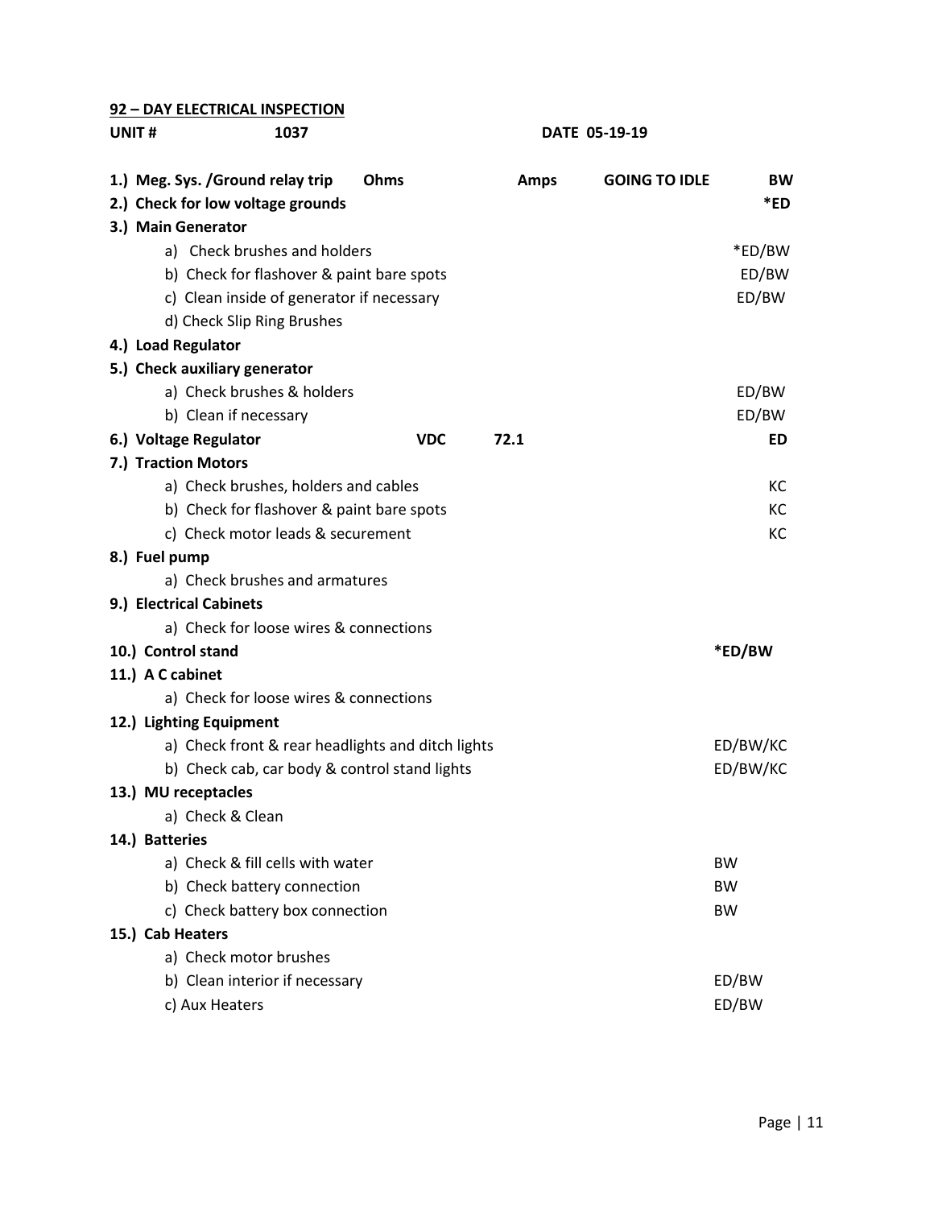**92 – DAY ELECTRICAL INSPECTION**

**UNIT # 1037 DATE 05-19-19**

| Item | | | | | Initials |
|---|---|---|---|---|---|
| **1.) Meg. Sys. /Ground relay trip** | **Ohms** | | **Amps** | **GOING TO IDLE** | **BW** |
| **2.) Check for low voltage grounds** | | | | | ***ED** |
| **3.) Main Generator** | | | | | |
| a) Check brushes and holders | | | | | *ED/BW |
| b) Check for flashover & paint bare spots | | | | | ED/BW |
| c) Clean inside of generator if necessary | | | | | ED/BW |
| d) Check Slip Ring Brushes | | | | | |
| **4.) Load Regulator** | | | | | |
| **5.) Check auxiliary generator** | | | | | |
| a) Check brushes & holders | | | | | ED/BW |
| b) Clean if necessary | | | | | ED/BW |
| **6.) Voltage Regulator** | **VDC** | **72.1** | | | **ED** |
| **7.) Traction Motors** | | | | | |
| a) Check brushes, holders and cables | | | | | KC |
| b) Check for flashover & paint bare spots | | | | | KC |
| c) Check motor leads & securement | | | | | KC |
| **8.) Fuel pump** | | | | | |
| a) Check brushes and armatures | | | | | |
| **9.) Electrical Cabinets** | | | | | |
| a) Check for loose wires & connections | | | | | |
| **10.) Control stand** | | | | | ***ED/BW** |
| **11.) A C cabinet** | | | | | |
| a) Check for loose wires & connections | | | | | |
| **12.) Lighting Equipment** | | | | | |
| a) Check front & rear headlights and ditch lights | | | | | ED/BW/KC |
| b) Check cab, car body & control stand lights | | | | | ED/BW/KC |
| **13.) MU receptacles** | | | | | |
| a) Check & Clean | | | | | |
| **14.) Batteries** | | | | | |
| a) Check & fill cells with water | | | | | BW |
| b) Check battery connection | | | | | BW |
| c) Check battery box connection | | | | | BW |
| **15.) Cab Heaters** | | | | | |
| a) Check motor brushes | | | | | |
| b) Clean interior if necessary | | | | | ED/BW |
| c) Aux Heaters | | | | | ED/BW |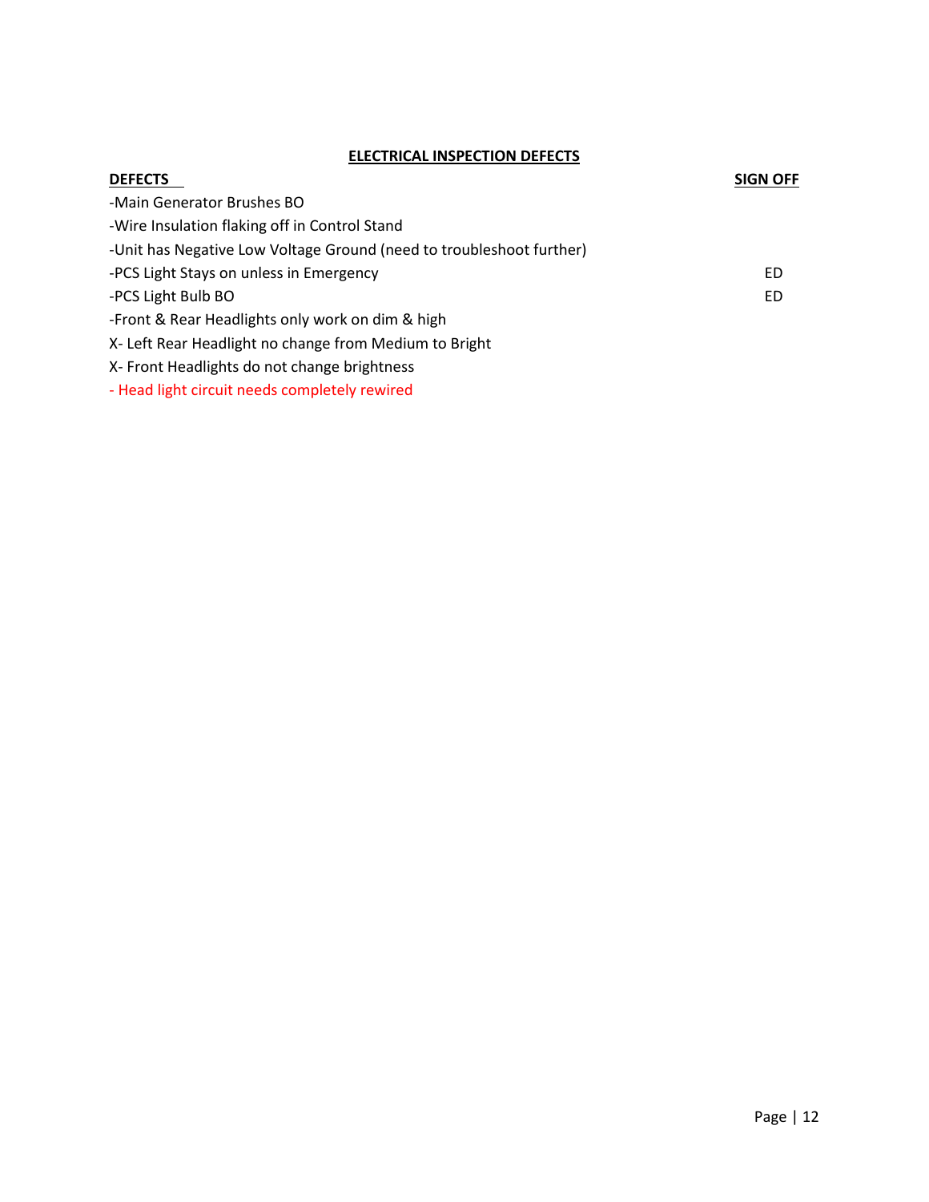**ELECTRICAL INSPECTION DEFECTS**

| DEFECTS | SIGN OFF |
| --- | --- |
| -Main Generator Brushes BO | |
| -Wire Insulation flaking off in Control Stand | |
| -Unit has Negative Low Voltage Ground (need to troubleshoot further) | |
| -PCS Light Stays on unless in Emergency | ED |
| -PCS Light Bulb BO | ED |
| -Front & Rear Headlights only work on dim & high | |
| X- Left Rear Headlight no change from Medium to Bright | |
| X- Front Headlights do not change brightness | |
| - Head light circuit needs completely rewired | |